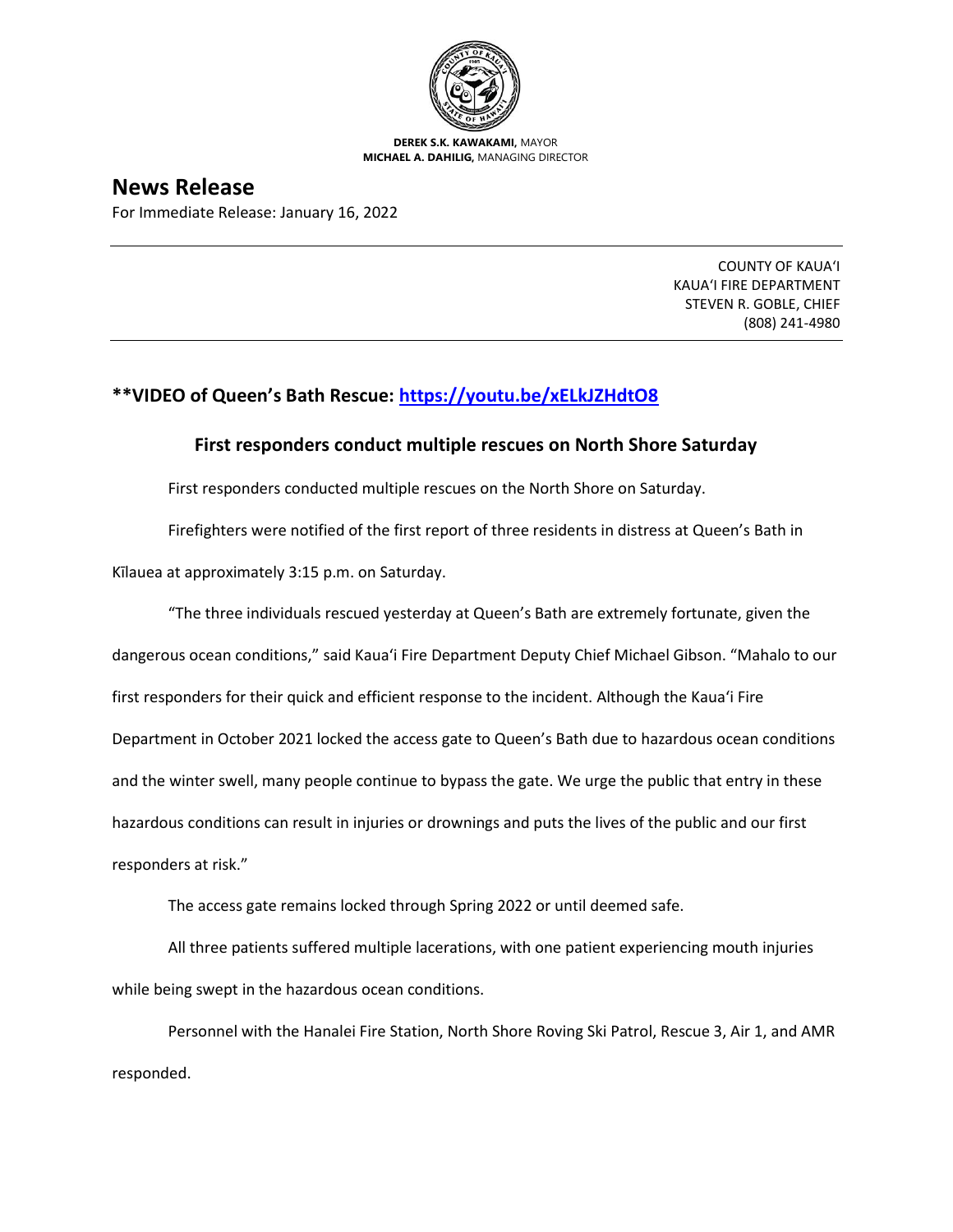**DEREK S.K. KAWAKAMI,** MAYOR
**MICHAEL A. DAHILIG,** MANAGING DIRECTOR

# News Release

For Immediate Release: January 16, 2022

COUNTY OF KAUAʻI
KAUAʻI FIRE DEPARTMENT
STEVEN R. GOBLE, CHIEF
(808) 241-4980

## **VIDEO of Queen's Bath Rescue: https://youtu.be/xELkJZHdtO8

### First responders conduct multiple rescues on North Shore Saturday

First responders conducted multiple rescues on the North Shore on Saturday.

Firefighters were notified of the first report of three residents in distress at Queen's Bath in Kīlauea at approximately 3:15 p.m. on Saturday.

"The three individuals rescued yesterday at Queen's Bath are extremely fortunate, given the dangerous ocean conditions," said Kauaʻi Fire Department Deputy Chief Michael Gibson. "Mahalo to our first responders for their quick and efficient response to the incident. Although the Kauaʻi Fire Department in October 2021 locked the access gate to Queen's Bath due to hazardous ocean conditions and the winter swell, many people continue to bypass the gate. We urge the public that entry in these hazardous conditions can result in injuries or drownings and puts the lives of the public and our first responders at risk."

The access gate remains locked through Spring 2022 or until deemed safe.

All three patients suffered multiple lacerations, with one patient experiencing mouth injuries while being swept in the hazardous ocean conditions.

Personnel with the Hanalei Fire Station, North Shore Roving Ski Patrol, Rescue 3, Air 1, and AMR responded.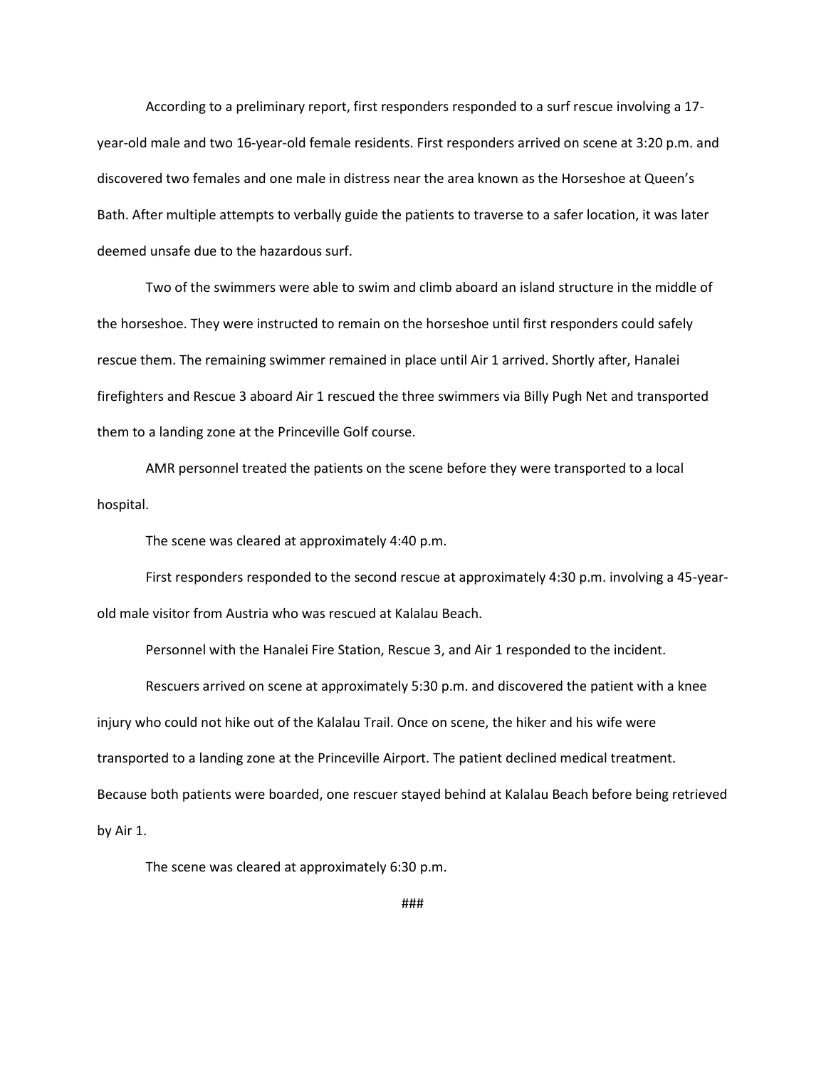According to a preliminary report, first responders responded to a surf rescue involving a 17-year-old male and two 16-year-old female residents. First responders arrived on scene at 3:20 p.m. and discovered two females and one male in distress near the area known as the Horseshoe at Queen's Bath. After multiple attempts to verbally guide the patients to traverse to a safer location, it was later deemed unsafe due to the hazardous surf.

Two of the swimmers were able to swim and climb aboard an island structure in the middle of the horseshoe. They were instructed to remain on the horseshoe until first responders could safely rescue them. The remaining swimmer remained in place until Air 1 arrived. Shortly after, Hanalei firefighters and Rescue 3 aboard Air 1 rescued the three swimmers via Billy Pugh Net and transported them to a landing zone at the Princeville Golf course.

AMR personnel treated the patients on the scene before they were transported to a local hospital.

The scene was cleared at approximately 4:40 p.m.

First responders responded to the second rescue at approximately 4:30 p.m. involving a 45-year-old male visitor from Austria who was rescued at Kalalau Beach.

Personnel with the Hanalei Fire Station, Rescue 3, and Air 1 responded to the incident.

Rescuers arrived on scene at approximately 5:30 p.m. and discovered the patient with a knee injury who could not hike out of the Kalalau Trail. Once on scene, the hiker and his wife were transported to a landing zone at the Princeville Airport. The patient declined medical treatment. Because both patients were boarded, one rescuer stayed behind at Kalalau Beach before being retrieved by Air 1.

The scene was cleared at approximately 6:30 p.m.

###